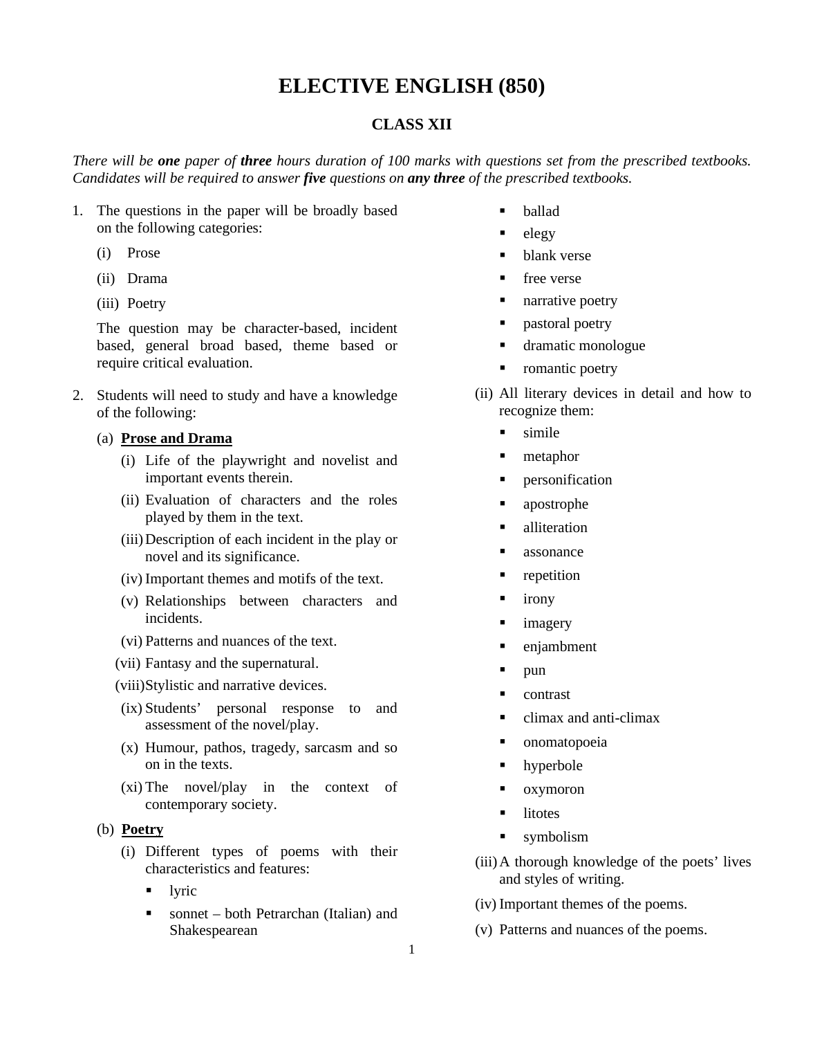# ELECTIVE ENGLISH (850)

## CLASS XII

*There will be **one** paper of **three** hours duration of 100 marks with questions set from the prescribed textbooks. Candidates will be required to answer **five** questions on **any three** of the prescribed textbooks.*

1. The questions in the paper will be broadly based on the following categories:

   (i) Prose

   (ii) Drama

   (iii) Poetry

   The question may be character-based, incident based, general broad based, theme based or require critical evaluation.

2. Students will need to study and have a knowledge of the following:

   (a) **Prose and Drama**

   (i) Life of the playwright and novelist and important events therein.

   (ii) Evaluation of characters and the roles played by them in the text.

   (iii) Description of each incident in the play or novel and its significance.

   (iv) Important themes and motifs of the text.

   (v) Relationships between characters and incidents.

   (vi) Patterns and nuances of the text.

   (vii) Fantasy and the supernatural.

   (viii) Stylistic and narrative devices.

   (ix) Students' personal response to and assessment of the novel/play.

   (x) Humour, pathos, tragedy, sarcasm and so on in the texts.

   (xi) The novel/play in the context of contemporary society.

   (b) **Poetry**

   (i) Different types of poems with their characteristics and features:

   - lyric
   - sonnet – both Petrarchan (Italian) and Shakespearean
   - ballad
   - elegy
   - blank verse
   - free verse
   - narrative poetry
   - pastoral poetry
   - dramatic monologue
   - romantic poetry

   (ii) All literary devices in detail and how to recognize them:

   - simile
   - metaphor
   - personification
   - apostrophe
   - alliteration
   - assonance
   - repetition
   - irony
   - imagery
   - enjambment
   - pun
   - contrast
   - climax and anti-climax
   - onomatopoeia
   - hyperbole
   - oxymoron
   - litotes
   - symbolism

   (iii) A thorough knowledge of the poets' lives and styles of writing.

   (iv) Important themes of the poems.

   (v) Patterns and nuances of the poems.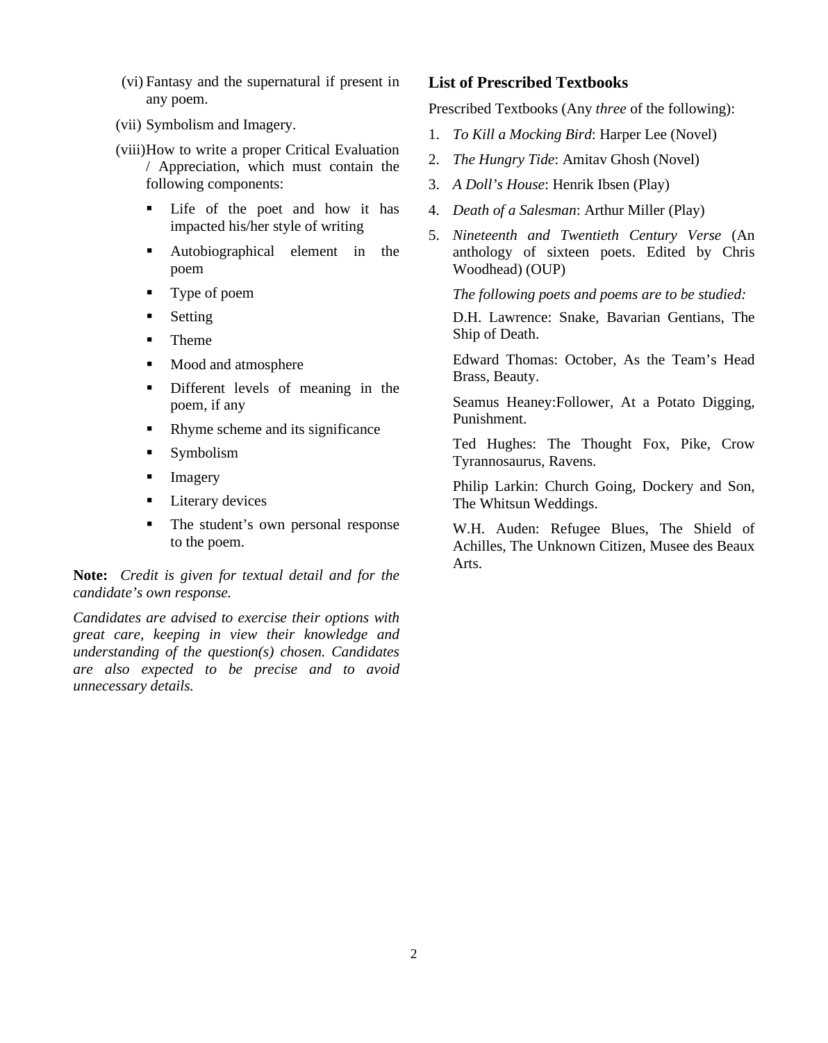(vi) Fantasy and the supernatural if present in any poem.

(vii) Symbolism and Imagery.

(viii) How to write a proper Critical Evaluation / Appreciation, which must contain the following components:

- Life of the poet and how it has impacted his/her style of writing
- Autobiographical element in the poem
- Type of poem
- Setting
- Theme
- Mood and atmosphere
- Different levels of meaning in the poem, if any
- Rhyme scheme and its significance
- Symbolism
- Imagery
- Literary devices
- The student's own personal response to the poem.

**Note:** *Credit is given for textual detail and for the candidate's own response.*

*Candidates are advised to exercise their options with great care, keeping in view their knowledge and understanding of the question(s) chosen. Candidates are also expected to be precise and to avoid unnecessary details.*

### List of Prescribed Textbooks

Prescribed Textbooks (Any *three* of the following):

1. *To Kill a Mocking Bird*: Harper Lee (Novel)
2. *The Hungry Tide*: Amitav Ghosh (Novel)
3. *A Doll's House*: Henrik Ibsen (Play)
4. *Death of a Salesman*: Arthur Miller (Play)
5. *Nineteenth and Twentieth Century Verse* (An anthology of sixteen poets. Edited by Chris Woodhead) (OUP)

   *The following poets and poems are to be studied:*

   D.H. Lawrence: Snake, Bavarian Gentians, The Ship of Death.

   Edward Thomas: October, As the Team's Head Brass, Beauty.

   Seamus Heaney:Follower, At a Potato Digging, Punishment.

   Ted Hughes: The Thought Fox, Pike, Crow Tyrannosaurus, Ravens.

   Philip Larkin: Church Going, Dockery and Son, The Whitsun Weddings.

   W.H. Auden: Refugee Blues, The Shield of Achilles, The Unknown Citizen, Musee des Beaux Arts.